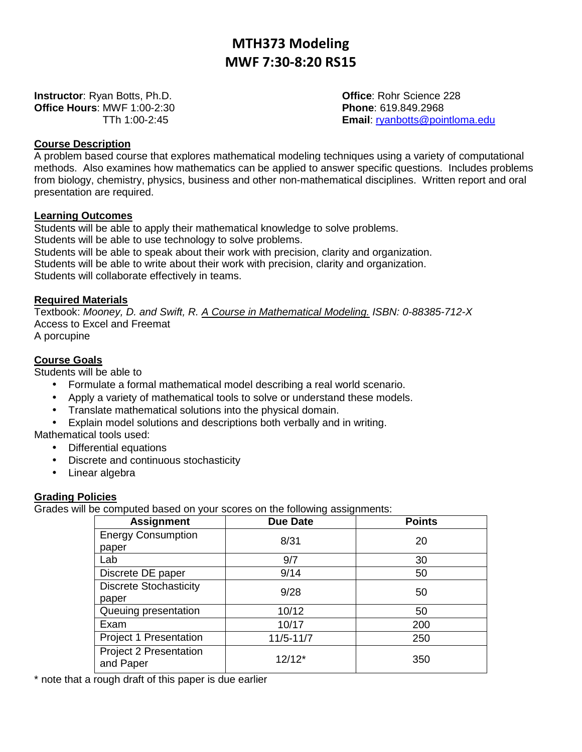# MTH373 Modeling
# MWF 7:30-8:20 RS15

**Instructor**: Ryan Botts, Ph.D.
**Office Hours**: MWF 1:00-2:30
TTh 1:00-2:45

**Office**: Rohr Science 228
**Phone**: 619.849.2968
**Email**: ryanbotts@pointloma.edu

## Course Description

A problem based course that explores mathematical modeling techniques using a variety of computational methods. Also examines how mathematics can be applied to answer specific questions. Includes problems from biology, chemistry, physics, business and other non-mathematical disciplines. Written report and oral presentation are required.

## Learning Outcomes

Students will be able to apply their mathematical knowledge to solve problems.
Students will be able to use technology to solve problems.
Students will be able to speak about their work with precision, clarity and organization.
Students will be able to write about their work with precision, clarity and organization.
Students will collaborate effectively in teams.

## Required Materials

Textbook: *Mooney, D. and Swift, R. A Course in Mathematical Modeling. ISBN: 0-88385-712-X*
Access to Excel and Freemat
A porcupine

## Course Goals

Students will be able to

- Formulate a formal mathematical model describing a real world scenario.
- Apply a variety of mathematical tools to solve or understand these models.
- Translate mathematical solutions into the physical domain.
- Explain model solutions and descriptions both verbally and in writing.

Mathematical tools used:

- Differential equations
- Discrete and continuous stochasticity
- Linear algebra

## Grading Policies

Grades will be computed based on your scores on the following assignments:

| Assignment | Due Date | Points |
|---|---|---|
| Energy Consumption paper | 8/31 | 20 |
| Lab | 9/7 | 30 |
| Discrete DE paper | 9/14 | 50 |
| Discrete Stochasticity paper | 9/28 | 50 |
| Queuing presentation | 10/12 | 50 |
| Exam | 10/17 | 200 |
| Project 1 Presentation | 11/5-11/7 | 250 |
| Project 2 Presentation and Paper | 12/12* | 350 |

\* note that a rough draft of this paper is due earlier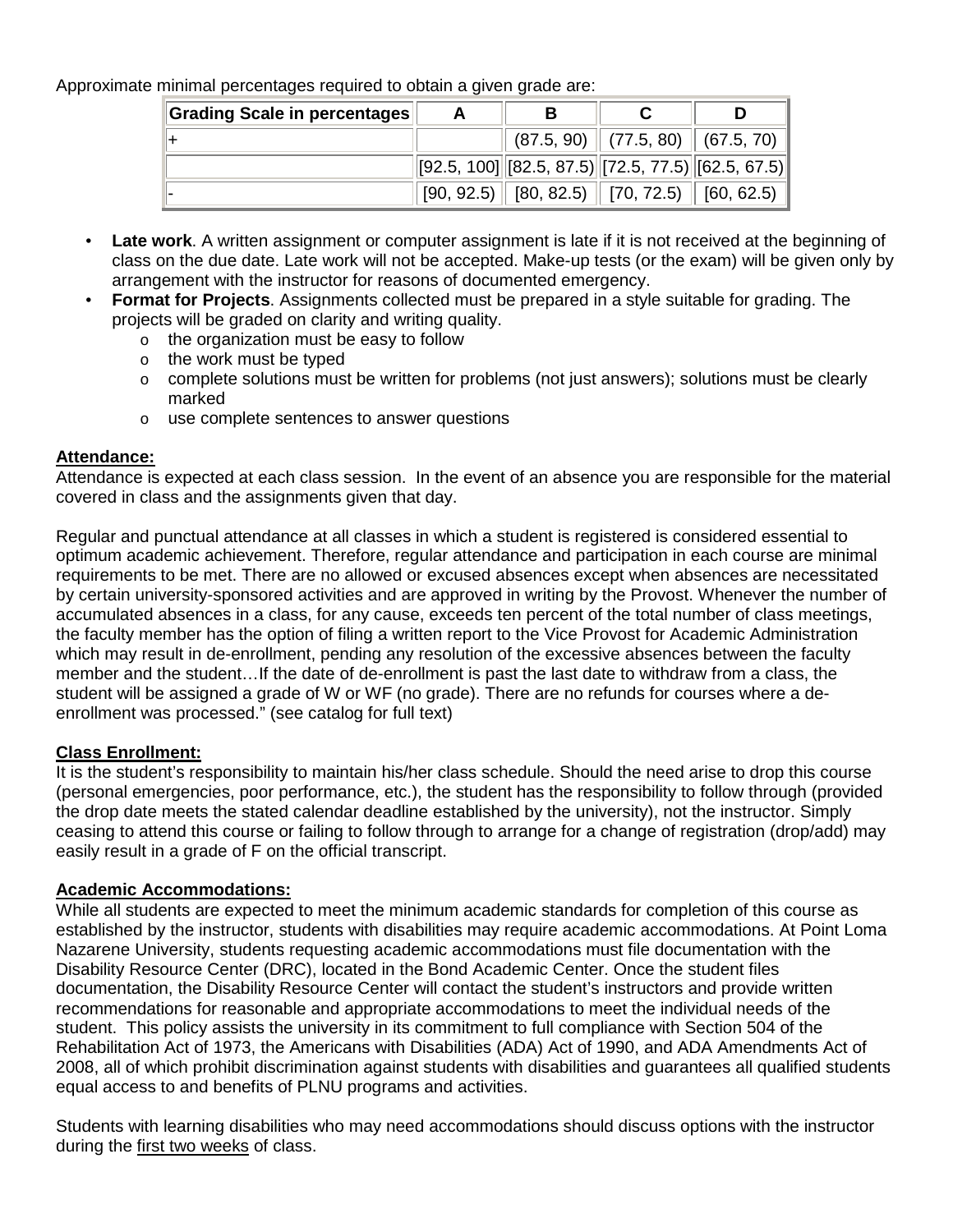Approximate minimal percentages required to obtain a given grade are:

| Grading Scale in percentages | A | B | C | D |
|---|---|---|---|---|
| + | | (87.5, 90) | (77.5, 80) | (67.5, 70) |
| | [92.5, 100] | [82.5, 87.5) | [72.5, 77.5) | [62.5, 67.5) |
| - | [90, 92.5) | [80, 82.5) | [70, 72.5) | [60, 62.5) |

- **Late work**. A written assignment or computer assignment is late if it is not received at the beginning of class on the due date. Late work will not be accepted. Make-up tests (or the exam) will be given only by arrangement with the instructor for reasons of documented emergency.
- **Format for Projects**. Assignments collected must be prepared in a style suitable for grading. The projects will be graded on clarity and writing quality.
  - the organization must be easy to follow
  - the work must be typed
  - complete solutions must be written for problems (not just answers); solutions must be clearly marked
  - use complete sentences to answer questions

**Attendance:**

Attendance is expected at each class session. In the event of an absence you are responsible for the material covered in class and the assignments given that day.

Regular and punctual attendance at all classes in which a student is registered is considered essential to optimum academic achievement. Therefore, regular attendance and participation in each course are minimal requirements to be met. There are no allowed or excused absences except when absences are necessitated by certain university-sponsored activities and are approved in writing by the Provost. Whenever the number of accumulated absences in a class, for any cause, exceeds ten percent of the total number of class meetings, the faculty member has the option of filing a written report to the Vice Provost for Academic Administration which may result in de-enrollment, pending any resolution of the excessive absences between the faculty member and the student…If the date of de-enrollment is past the last date to withdraw from a class, the student will be assigned a grade of W or WF (no grade). There are no refunds for courses where a de-enrollment was processed." (see catalog for full text)

**Class Enrollment:**

It is the student's responsibility to maintain his/her class schedule. Should the need arise to drop this course (personal emergencies, poor performance, etc.), the student has the responsibility to follow through (provided the drop date meets the stated calendar deadline established by the university), not the instructor. Simply ceasing to attend this course or failing to follow through to arrange for a change of registration (drop/add) may easily result in a grade of F on the official transcript.

**Academic Accommodations:**

While all students are expected to meet the minimum academic standards for completion of this course as established by the instructor, students with disabilities may require academic accommodations. At Point Loma Nazarene University, students requesting academic accommodations must file documentation with the Disability Resource Center (DRC), located in the Bond Academic Center. Once the student files documentation, the Disability Resource Center will contact the student's instructors and provide written recommendations for reasonable and appropriate accommodations to meet the individual needs of the student. This policy assists the university in its commitment to full compliance with Section 504 of the Rehabilitation Act of 1973, the Americans with Disabilities (ADA) Act of 1990, and ADA Amendments Act of 2008, all of which prohibit discrimination against students with disabilities and guarantees all qualified students equal access to and benefits of PLNU programs and activities.

Students with learning disabilities who may need accommodations should discuss options with the instructor during the first two weeks of class.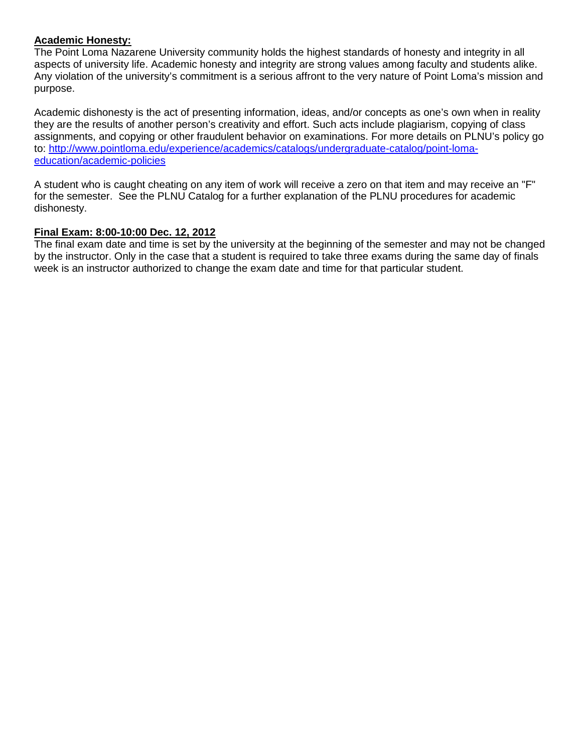**Academic Honesty:**

The Point Loma Nazarene University community holds the highest standards of honesty and integrity in all aspects of university life. Academic honesty and integrity are strong values among faculty and students alike. Any violation of the university's commitment is a serious affront to the very nature of Point Loma's mission and purpose.

Academic dishonesty is the act of presenting information, ideas, and/or concepts as one's own when in reality they are the results of another person's creativity and effort. Such acts include plagiarism, copying of class assignments, and copying or other fraudulent behavior on examinations. For more details on PLNU's policy go to: [http://www.pointloma.edu/experience/academics/catalogs/undergraduate-catalog/point-loma-education/academic-policies](http://www.pointloma.edu/experience/academics/catalogs/undergraduate-catalog/point-loma-education/academic-policies)

A student who is caught cheating on any item of work will receive a zero on that item and may receive an "F" for the semester. See the PLNU Catalog for a further explanation of the PLNU procedures for academic dishonesty.

**Final Exam: 8:00-10:00 Dec. 12, 2012**

The final exam date and time is set by the university at the beginning of the semester and may not be changed by the instructor. Only in the case that a student is required to take three exams during the same day of finals week is an instructor authorized to change the exam date and time for that particular student.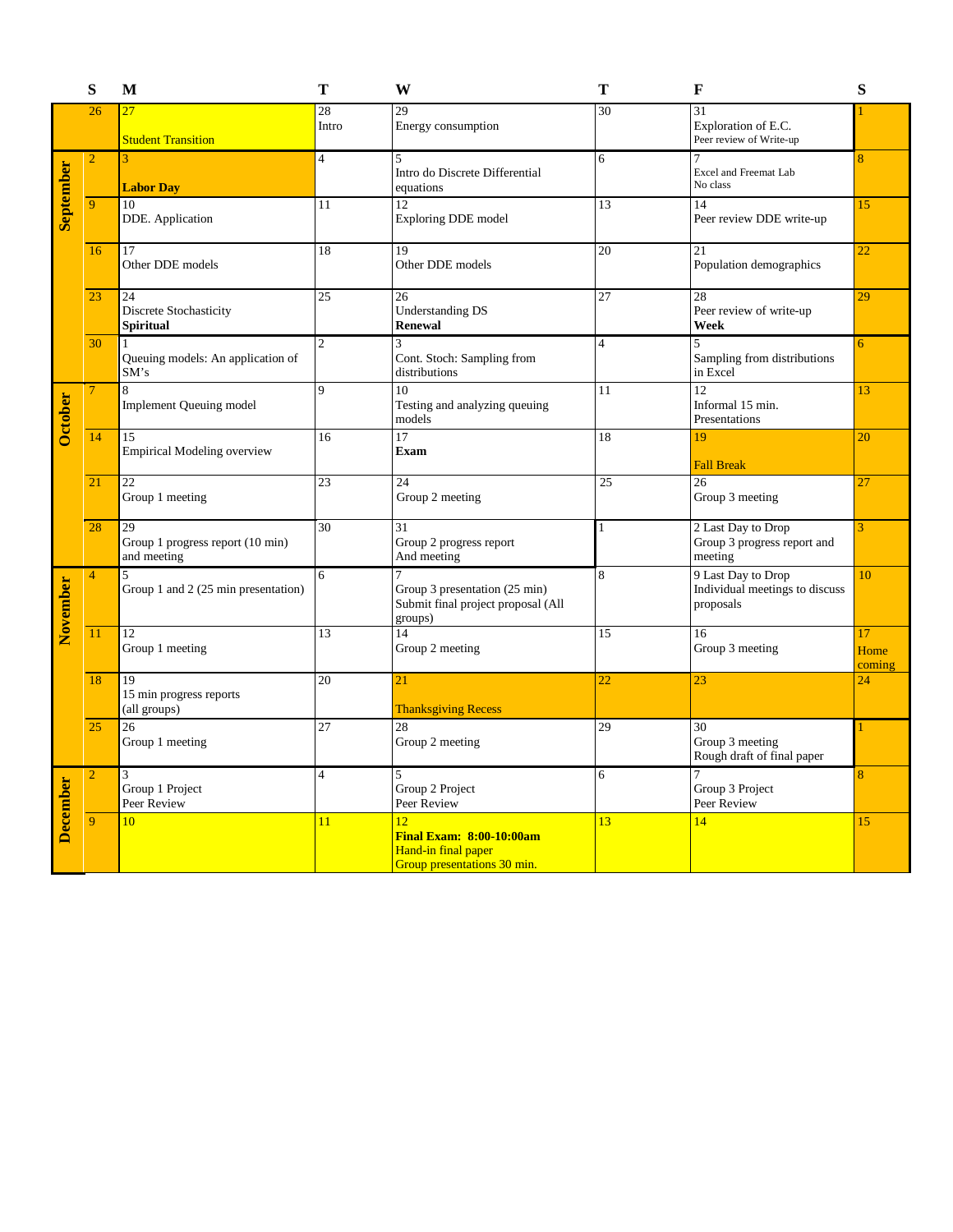| | S | M | T | W | T | F | S |
|---|---|---|---|---|---|---|---|
| | 26 | 27 Student Transition | 28 Intro | 29 Energy consumption | 30 | 31 Exploration of E.C. Peer review of Write-up | 1 |
| September | 2 | 3 **Labor Day** | 4 | 5 Intro do Discrete Differential equations | 6 | 7 Excel and Freemat Lab No class | 8 |
| | 9 | 10 DDE. Application | 11 | 12 Exploring DDE model | 13 | 14 Peer review DDE write-up | 15 |
| | 16 | 17 Other DDE models | 18 | 19 Other DDE models | 20 | 21 Population demographics | 22 |
| | 23 | 24 Discrete Stochasticity **Spiritual** | 25 | 26 Understanding DS **Renewal** | 27 | 28 Peer review of write-up **Week** | 29 |
| | 30 | 1 Queuing models: An application of SM's | 2 | 3 Cont. Stoch: Sampling from distributions | 4 | 5 Sampling from distributions in Excel | 6 |
| October | 7 | 8 Implement Queuing model | 9 | 10 Testing and analyzing queuing models | 11 | 12 Informal 15 min. Presentations | 13 |
| | 14 | 15 Empirical Modeling overview | 16 | 17 **Exam** | 18 | 19 Fall Break | 20 |
| | 21 | 22 Group 1 meeting | 23 | 24 Group 2 meeting | 25 | 26 Group 3 meeting | 27 |
| | 28 | 29 Group 1 progress report (10 min) and meeting | 30 | 31 Group 2 progress report And meeting | 1 | 2 Last Day to Drop Group 3 progress report and meeting | 3 |
| November | 4 | 5 Group 1 and 2 (25 min presentation) | 6 | 7 Group 3 presentation (25 min) Submit final project proposal (All groups) | 8 | 9 Last Day to Drop Individual meetings to discuss proposals | 10 |
| | 11 | 12 Group 1 meeting | 13 | 14 Group 2 meeting | 15 | 16 Group 3 meeting | 17 Home coming |
| | 18 | 19 15 min progress reports (all groups) | 20 | 21 Thanksgiving Recess | 22 | 23 | 24 |
| | 25 | 26 Group 1 meeting | 27 | 28 Group 2 meeting | 29 | 30 Group 3 meeting Rough draft of final paper | 1 |
| December | 2 | 3 Group 1 Project Peer Review | 4 | 5 Group 2 Project Peer Review | 6 | 7 Group 3 Project Peer Review | 8 |
| | 9 | 10 | 11 | 12 **Final Exam: 8:00-10:00am** Hand-in final paper Group presentations 30 min. | 13 | 14 | 15 |